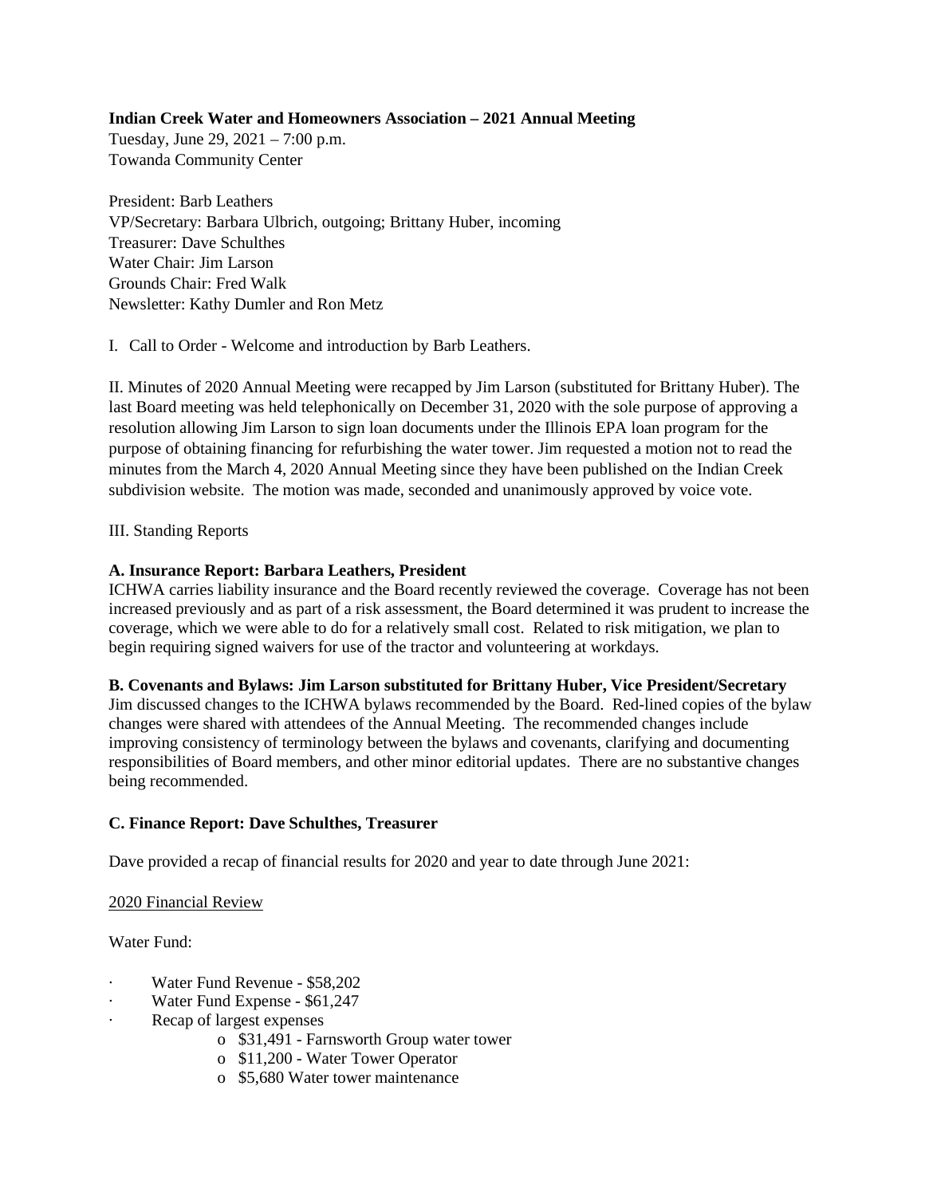**Indian Creek Water and Homeowners Association – 2021 Annual Meeting**

Tuesday, June 29, 2021 – 7:00 p.m.
Towanda Community Center

President: Barb Leathers
VP/Secretary: Barbara Ulbrich, outgoing; Brittany Huber, incoming
Treasurer: Dave Schulthes
Water Chair: Jim Larson
Grounds Chair: Fred Walk
Newsletter: Kathy Dumler and Ron Metz

I. Call to Order - Welcome and introduction by Barb Leathers.

II. Minutes of 2020 Annual Meeting were recapped by Jim Larson (substituted for Brittany Huber). The last Board meeting was held telephonically on December 31, 2020 with the sole purpose of approving a resolution allowing Jim Larson to sign loan documents under the Illinois EPA loan program for the purpose of obtaining financing for refurbishing the water tower. Jim requested a motion not to read the minutes from the March 4, 2020 Annual Meeting since they have been published on the Indian Creek subdivision website. The motion was made, seconded and unanimously approved by voice vote.

III. Standing Reports

**A. Insurance Report: Barbara Leathers, President**

ICHWA carries liability insurance and the Board recently reviewed the coverage. Coverage has not been increased previously and as part of a risk assessment, the Board determined it was prudent to increase the coverage, which we were able to do for a relatively small cost. Related to risk mitigation, we plan to begin requiring signed waivers for use of the tractor and volunteering at workdays.

**B. Covenants and Bylaws: Jim Larson substituted for Brittany Huber, Vice President/Secretary**

Jim discussed changes to the ICHWA bylaws recommended by the Board. Red-lined copies of the bylaw changes were shared with attendees of the Annual Meeting. The recommended changes include improving consistency of terminology between the bylaws and covenants, clarifying and documenting responsibilities of Board members, and other minor editorial updates. There are no substantive changes being recommended.

**C. Finance Report: Dave Schulthes, Treasurer**

Dave provided a recap of financial results for 2020 and year to date through June 2021:

2020 Financial Review

Water Fund:

- Water Fund Revenue - $58,202
- Water Fund Expense - $61,247
- Recap of largest expenses
  - $31,491 - Farnsworth Group water tower
  - $11,200 - Water Tower Operator
  - $5,680 Water tower maintenance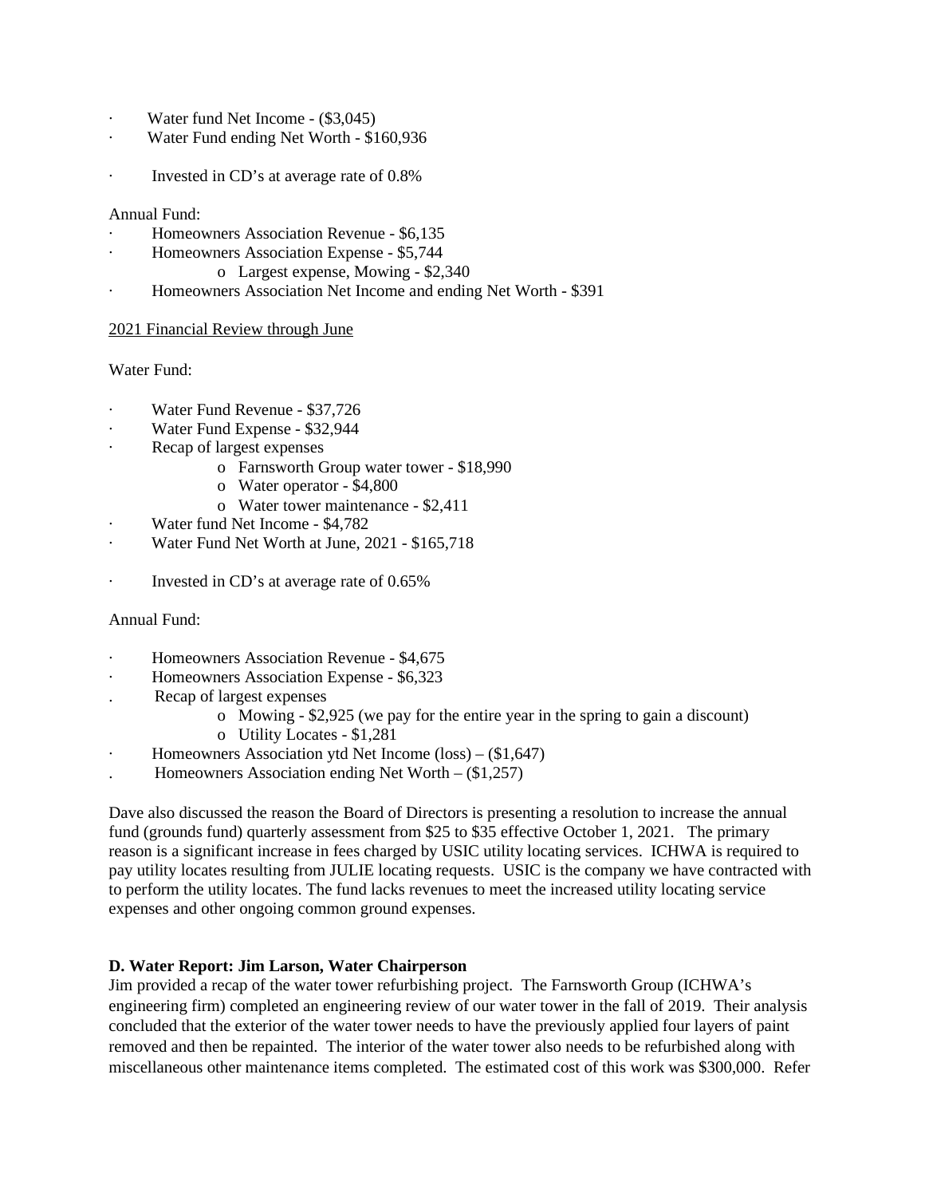- Water fund Net Income - ($3,045)
- Water Fund ending Net Worth - $160,936

- Invested in CD's at average rate of 0.8%

Annual Fund:

- Homeowners Association Revenue - $6,135
- Homeowners Association Expense - $5,744
  - Largest expense, Mowing - $2,340
- Homeowners Association Net Income and ending Net Worth - $391

<u>2021 Financial Review through June</u>

Water Fund:

- Water Fund Revenue - $37,726
- Water Fund Expense - $32,944
- Recap of largest expenses
  - Farnsworth Group water tower - $18,990
  - Water operator - $4,800
  - Water tower maintenance - $2,411
- Water fund Net Income - $4,782
- Water Fund Net Worth at June, 2021 - $165,718

- Invested in CD's at average rate of 0.65%

Annual Fund:

- Homeowners Association Revenue - $4,675
- Homeowners Association Expense - $6,323
- Recap of largest expenses
  - Mowing - $2,925 (we pay for the entire year in the spring to gain a discount)
  - Utility Locates - $1,281
- Homeowners Association ytd Net Income (loss) – ($1,647)
- Homeowners Association ending Net Worth – ($1,257)

Dave also discussed the reason the Board of Directors is presenting a resolution to increase the annual fund (grounds fund) quarterly assessment from $25 to $35 effective October 1, 2021. The primary reason is a significant increase in fees charged by USIC utility locating services. ICHWA is required to pay utility locates resulting from JULIE locating requests. USIC is the company we have contracted with to perform the utility locates. The fund lacks revenues to meet the increased utility locating service expenses and other ongoing common ground expenses.

**D. Water Report: Jim Larson, Water Chairperson**

Jim provided a recap of the water tower refurbishing project. The Farnsworth Group (ICHWA's engineering firm) completed an engineering review of our water tower in the fall of 2019. Their analysis concluded that the exterior of the water tower needs to have the previously applied four layers of paint removed and then be repainted. The interior of the water tower also needs to be refurbished along with miscellaneous other maintenance items completed. The estimated cost of this work was $300,000. Refer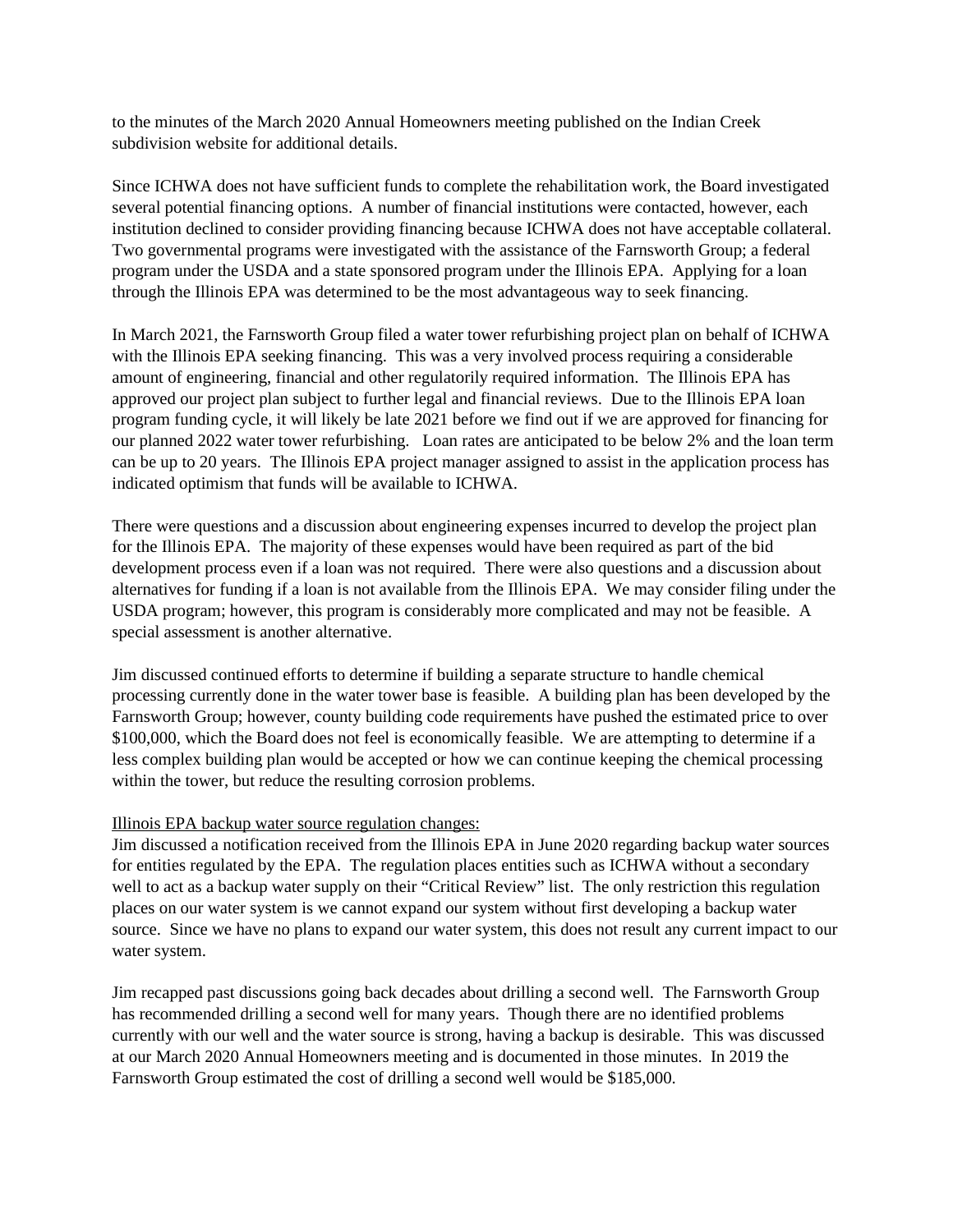to the minutes of the March 2020 Annual Homeowners meeting published on the Indian Creek subdivision website for additional details.

Since ICHWA does not have sufficient funds to complete the rehabilitation work, the Board investigated several potential financing options. A number of financial institutions were contacted, however, each institution declined to consider providing financing because ICHWA does not have acceptable collateral. Two governmental programs were investigated with the assistance of the Farnsworth Group; a federal program under the USDA and a state sponsored program under the Illinois EPA. Applying for a loan through the Illinois EPA was determined to be the most advantageous way to seek financing.

In March 2021, the Farnsworth Group filed a water tower refurbishing project plan on behalf of ICHWA with the Illinois EPA seeking financing. This was a very involved process requiring a considerable amount of engineering, financial and other regulatorily required information. The Illinois EPA has approved our project plan subject to further legal and financial reviews. Due to the Illinois EPA loan program funding cycle, it will likely be late 2021 before we find out if we are approved for financing for our planned 2022 water tower refurbishing. Loan rates are anticipated to be below 2% and the loan term can be up to 20 years. The Illinois EPA project manager assigned to assist in the application process has indicated optimism that funds will be available to ICHWA.

There were questions and a discussion about engineering expenses incurred to develop the project plan for the Illinois EPA. The majority of these expenses would have been required as part of the bid development process even if a loan was not required. There were also questions and a discussion about alternatives for funding if a loan is not available from the Illinois EPA. We may consider filing under the USDA program; however, this program is considerably more complicated and may not be feasible. A special assessment is another alternative.

Jim discussed continued efforts to determine if building a separate structure to handle chemical processing currently done in the water tower base is feasible. A building plan has been developed by the Farnsworth Group; however, county building code requirements have pushed the estimated price to over $100,000, which the Board does not feel is economically feasible. We are attempting to determine if a less complex building plan would be accepted or how we can continue keeping the chemical processing within the tower, but reduce the resulting corrosion problems.

<u>Illinois EPA backup water source regulation changes:</u>
Jim discussed a notification received from the Illinois EPA in June 2020 regarding backup water sources for entities regulated by the EPA. The regulation places entities such as ICHWA without a secondary well to act as a backup water supply on their "Critical Review" list. The only restriction this regulation places on our water system is we cannot expand our system without first developing a backup water source. Since we have no plans to expand our water system, this does not result any current impact to our water system.

Jim recapped past discussions going back decades about drilling a second well. The Farnsworth Group has recommended drilling a second well for many years. Though there are no identified problems currently with our well and the water source is strong, having a backup is desirable. This was discussed at our March 2020 Annual Homeowners meeting and is documented in those minutes. In 2019 the Farnsworth Group estimated the cost of drilling a second well would be $185,000.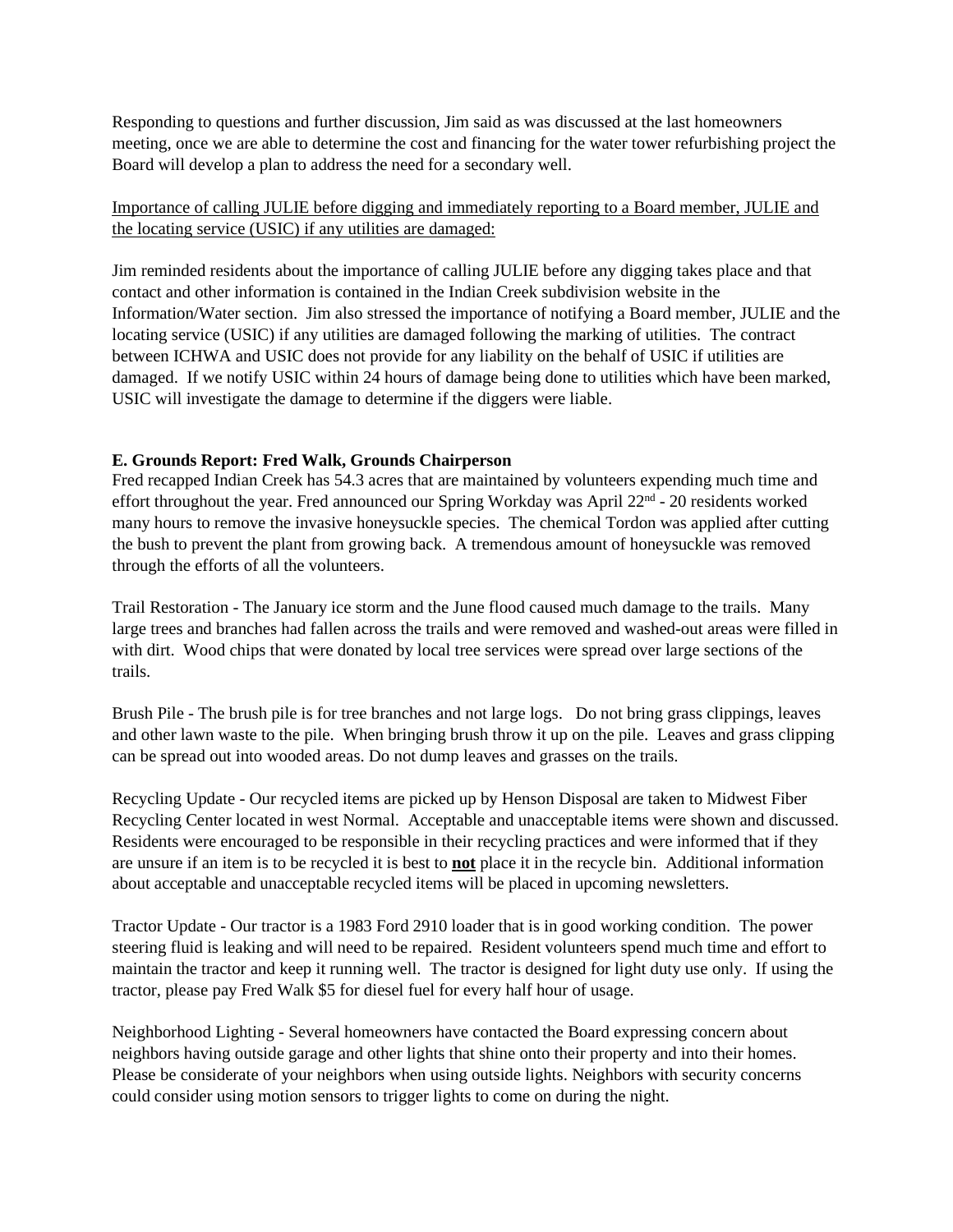Responding to questions and further discussion, Jim said as was discussed at the last homeowners meeting, once we are able to determine the cost and financing for the water tower refurbishing project the Board will develop a plan to address the need for a secondary well.

<u>Importance of calling JULIE before digging and immediately reporting to a Board member, JULIE and the locating service (USIC) if any utilities are damaged:</u>

Jim reminded residents about the importance of calling JULIE before any digging takes place and that contact and other information is contained in the Indian Creek subdivision website in the Information/Water section. Jim also stressed the importance of notifying a Board member, JULIE and the locating service (USIC) if any utilities are damaged following the marking of utilities. The contract between ICHWA and USIC does not provide for any liability on the behalf of USIC if utilities are damaged. If we notify USIC within 24 hours of damage being done to utilities which have been marked, USIC will investigate the damage to determine if the diggers were liable.

**E. Grounds Report: Fred Walk, Grounds Chairperson**

Fred recapped Indian Creek has 54.3 acres that are maintained by volunteers expending much time and effort throughout the year. Fred announced our Spring Workday was April 22nd - 20 residents worked many hours to remove the invasive honeysuckle species. The chemical Tordon was applied after cutting the bush to prevent the plant from growing back. A tremendous amount of honeysuckle was removed through the efforts of all the volunteers.

Trail Restoration - The January ice storm and the June flood caused much damage to the trails. Many large trees and branches had fallen across the trails and were removed and washed-out areas were filled in with dirt. Wood chips that were donated by local tree services were spread over large sections of the trails.

Brush Pile - The brush pile is for tree branches and not large logs. Do not bring grass clippings, leaves and other lawn waste to the pile. When bringing brush throw it up on the pile. Leaves and grass clipping can be spread out into wooded areas. Do not dump leaves and grasses on the trails.

Recycling Update - Our recycled items are picked up by Henson Disposal are taken to Midwest Fiber Recycling Center located in west Normal. Acceptable and unacceptable items were shown and discussed. Residents were encouraged to be responsible in their recycling practices and were informed that if they are unsure if an item is to be recycled it is best to <u>**not**</u> place it in the recycle bin. Additional information about acceptable and unacceptable recycled items will be placed in upcoming newsletters.

Tractor Update - Our tractor is a 1983 Ford 2910 loader that is in good working condition. The power steering fluid is leaking and will need to be repaired. Resident volunteers spend much time and effort to maintain the tractor and keep it running well. The tractor is designed for light duty use only. If using the tractor, please pay Fred Walk $5 for diesel fuel for every half hour of usage.

Neighborhood Lighting - Several homeowners have contacted the Board expressing concern about neighbors having outside garage and other lights that shine onto their property and into their homes. Please be considerate of your neighbors when using outside lights. Neighbors with security concerns could consider using motion sensors to trigger lights to come on during the night.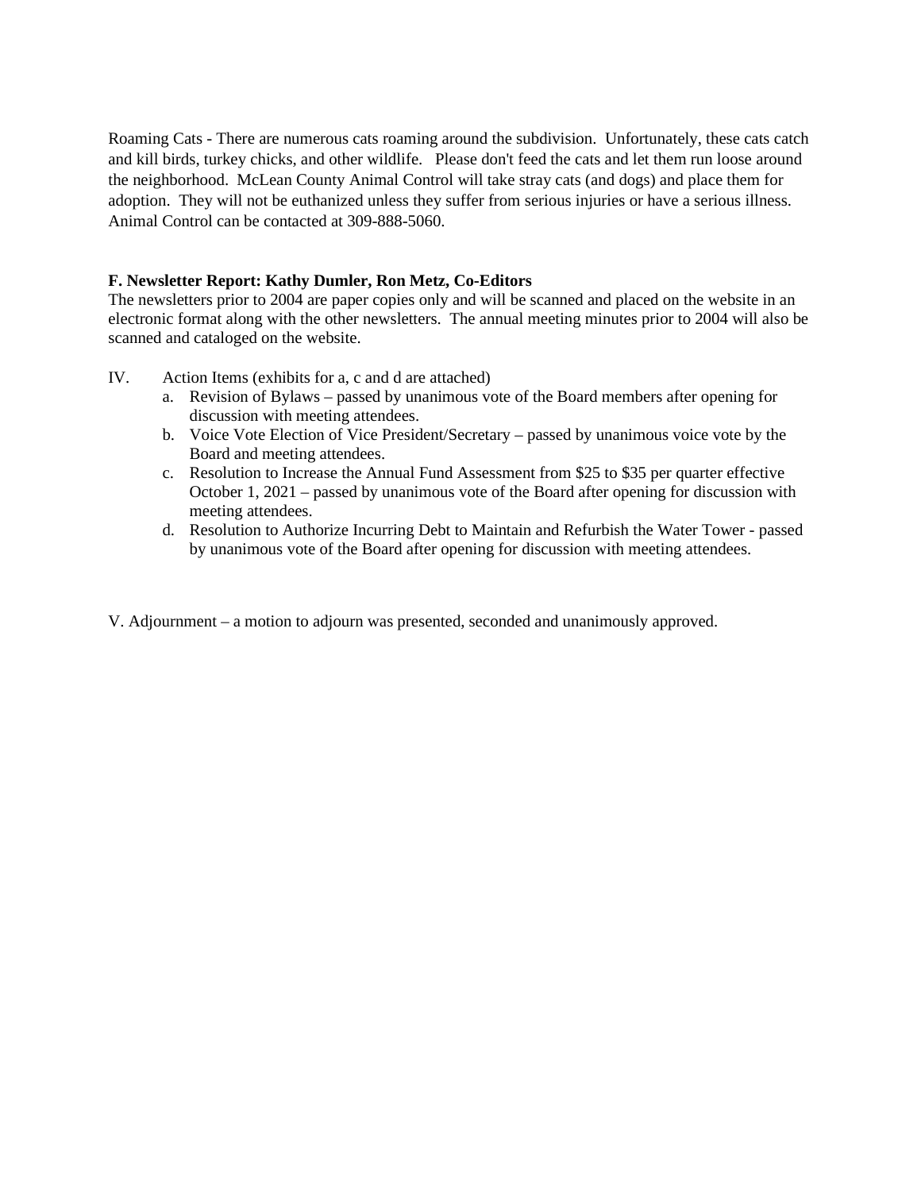Roaming Cats - There are numerous cats roaming around the subdivision. Unfortunately, these cats catch and kill birds, turkey chicks, and other wildlife. Please don't feed the cats and let them run loose around the neighborhood. McLean County Animal Control will take stray cats (and dogs) and place them for adoption. They will not be euthanized unless they suffer from serious injuries or have a serious illness. Animal Control can be contacted at 309-888-5060.

**F. Newsletter Report: Kathy Dumler, Ron Metz, Co-Editors**

The newsletters prior to 2004 are paper copies only and will be scanned and placed on the website in an electronic format along with the other newsletters. The annual meeting minutes prior to 2004 will also be scanned and cataloged on the website.

IV. Action Items (exhibits for a, c and d are attached)

a. Revision of Bylaws – passed by unanimous vote of the Board members after opening for discussion with meeting attendees.
b. Voice Vote Election of Vice President/Secretary – passed by unanimous voice vote by the Board and meeting attendees.
c. Resolution to Increase the Annual Fund Assessment from $25 to $35 per quarter effective October 1, 2021 – passed by unanimous vote of the Board after opening for discussion with meeting attendees.
d. Resolution to Authorize Incurring Debt to Maintain and Refurbish the Water Tower - passed by unanimous vote of the Board after opening for discussion with meeting attendees.

V. Adjournment – a motion to adjourn was presented, seconded and unanimously approved.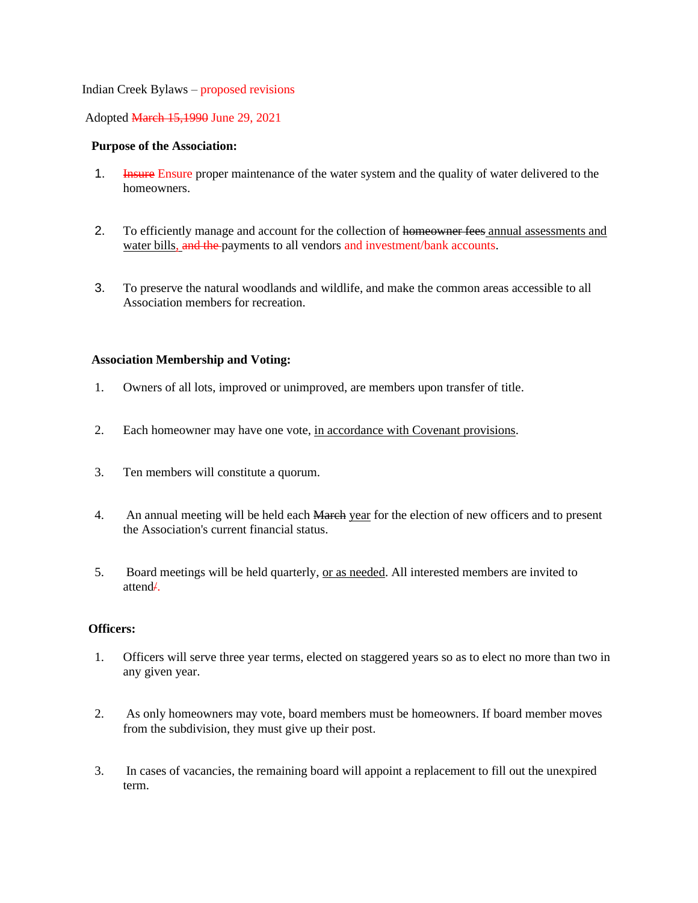Indian Creek Bylaws – proposed revisions

Adopted ~~March 15,1990~~ June 29, 2021

**Purpose of the Association:**

1. ~~Insure~~ Ensure proper maintenance of the water system and the quality of water delivered to the homeowners.

2. To efficiently manage and account for the collection of ~~homeowner fees~~ <u>annual assessments and water bills</u>, ~~and the~~ payments to all vendors and investment/bank accounts.

3. To preserve the natural woodlands and wildlife, and make the common areas accessible to all Association members for recreation.

**Association Membership and Voting:**

1. Owners of all lots, improved or unimproved, are members upon transfer of title.

2. Each homeowner may have one vote, <u>in accordance with Covenant provisions</u>.

3. Ten members will constitute a quorum.

4. An annual meeting will be held each ~~March~~ <u>year</u> for the election of new officers and to present the Association's current financial status.

5. Board meetings will be held quarterly, <u>or as needed</u>. All interested members are invited to attend~~/~~.

**Officers:**

1. Officers will serve three year terms, elected on staggered years so as to elect no more than two in any given year.

2. As only homeowners may vote, board members must be homeowners. If board member moves from the subdivision, they must give up their post.

3. In cases of vacancies, the remaining board will appoint a replacement to fill out the unexpired term.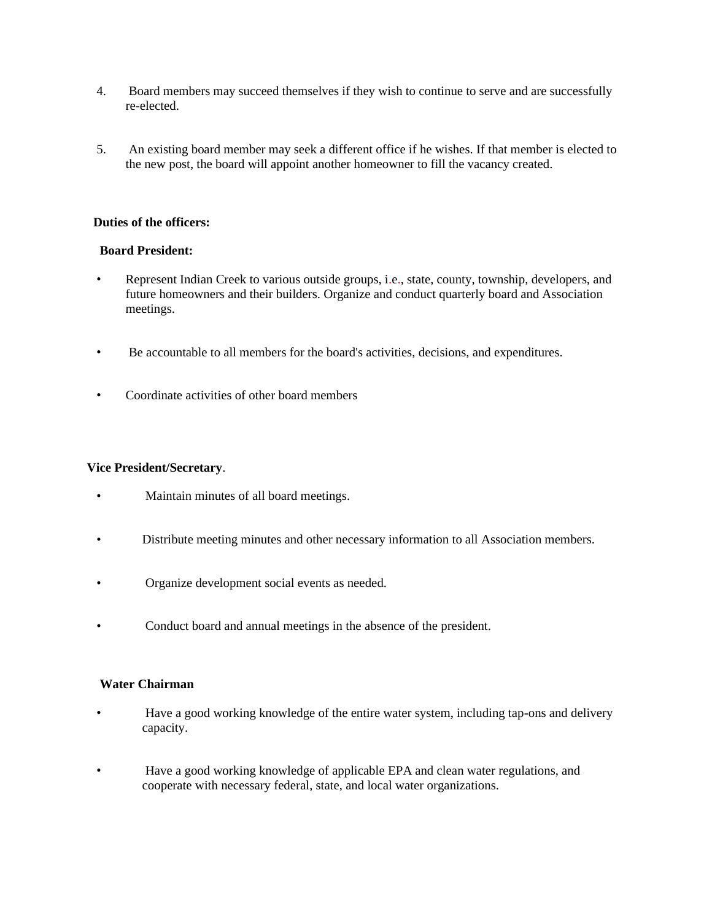4. Board members may succeed themselves if they wish to continue to serve and are successfully re-elected.

5. An existing board member may seek a different office if he wishes. If that member is elected to the new post, the board will appoint another homeowner to fill the vacancy created.

**Duties of the officers:**

**Board President:**

- Represent Indian Creek to various outside groups, i.e., state, county, township, developers, and future homeowners and their builders. Organize and conduct quarterly board and Association meetings.

- Be accountable to all members for the board's activities, decisions, and expenditures.

- Coordinate activities of other board members

**Vice President/Secretary**.

- Maintain minutes of all board meetings.

- Distribute meeting minutes and other necessary information to all Association members.

- Organize development social events as needed.

- Conduct board and annual meetings in the absence of the president.

**Water Chairman**

- Have a good working knowledge of the entire water system, including tap-ons and delivery capacity.

- Have a good working knowledge of applicable EPA and clean water regulations, and cooperate with necessary federal, state, and local water organizations.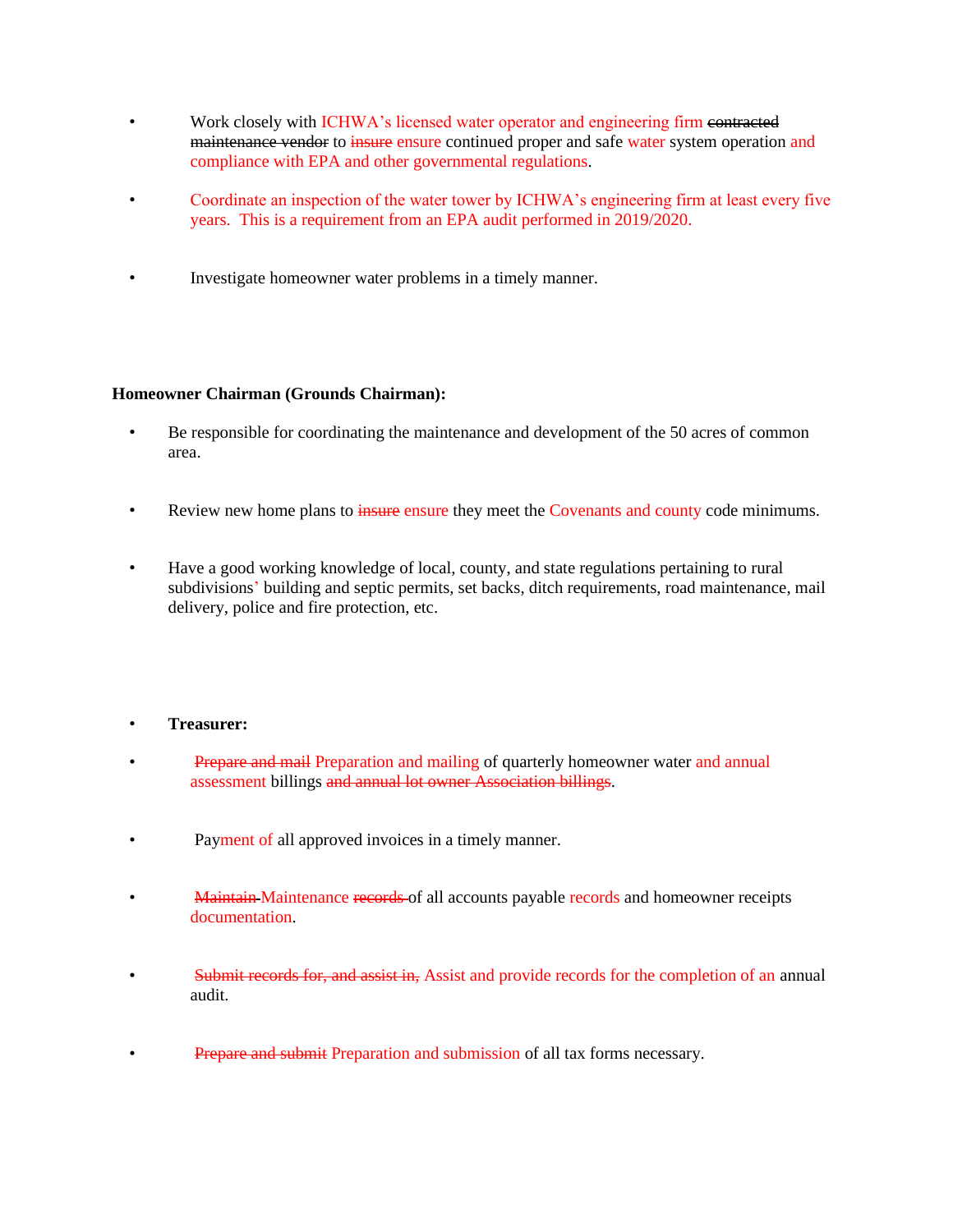- Work closely with ICHWA's licensed water operator and engineering firm ~~contracted maintenance vendor~~ to ~~insure~~ ensure continued proper and safe water system operation and compliance with EPA and other governmental regulations.

- Coordinate an inspection of the water tower by ICHWA's engineering firm at least every five years. This is a requirement from an EPA audit performed in 2019/2020.

- Investigate homeowner water problems in a timely manner.

**Homeowner Chairman (Grounds Chairman):**

- Be responsible for coordinating the maintenance and development of the 50 acres of common area.

- Review new home plans to ~~insure~~ ensure they meet the Covenants and county code minimums.

- Have a good working knowledge of local, county, and state regulations pertaining to rural subdivisions' building and septic permits, set backs, ditch requirements, road maintenance, mail delivery, police and fire protection, etc.

- **Treasurer:**

- ~~Prepare and mail~~ Preparation and mailing of quarterly homeowner water and annual assessment billings ~~and annual lot owner Association billings~~.

- Payment of all approved invoices in a timely manner.

- ~~Maintain~~ Maintenance ~~records~~ of all accounts payable records and homeowner receipts documentation.

- ~~Submit records for, and assist in,~~ Assist and provide records for the completion of an annual audit.

- ~~Prepare and submit~~ Preparation and submission of all tax forms necessary.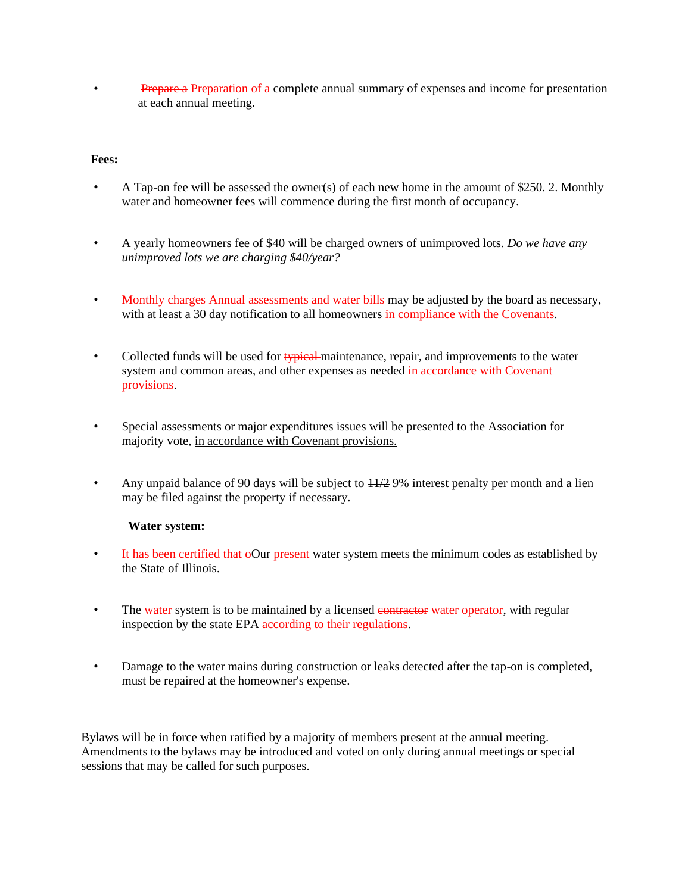- ~~Prepare a~~ Preparation of a complete annual summary of expenses and income for presentation at each annual meeting.

**Fees:**

- A Tap-on fee will be assessed the owner(s) of each new home in the amount of $250. 2. Monthly water and homeowner fees will commence during the first month of occupancy.

- A yearly homeowners fee of $40 will be charged owners of unimproved lots. *Do we have any unimproved lots we are charging $40/year?*

- ~~Monthly charges~~ Annual assessments and water bills may be adjusted by the board as necessary, with at least a 30 day notification to all homeowners in compliance with the Covenants.

- Collected funds will be used for ~~typical~~ maintenance, repair, and improvements to the water system and common areas, and other expenses as needed in accordance with Covenant provisions.

- Special assessments or major expenditures issues will be presented to the Association for majority vote, in accordance with Covenant provisions.

- Any unpaid balance of 90 days will be subject to ~~11/2~~ 9% interest penalty per month and a lien may be filed against the property if necessary.

**Water system:**

- ~~It has been certified that o~~Our ~~present~~ water system meets the minimum codes as established by the State of Illinois.

- The water system is to be maintained by a licensed ~~contractor~~ water operator, with regular inspection by the state EPA according to their regulations.

- Damage to the water mains during construction or leaks detected after the tap-on is completed, must be repaired at the homeowner's expense.

Bylaws will be in force when ratified by a majority of members present at the annual meeting. Amendments to the bylaws may be introduced and voted on only during annual meetings or special sessions that may be called for such purposes.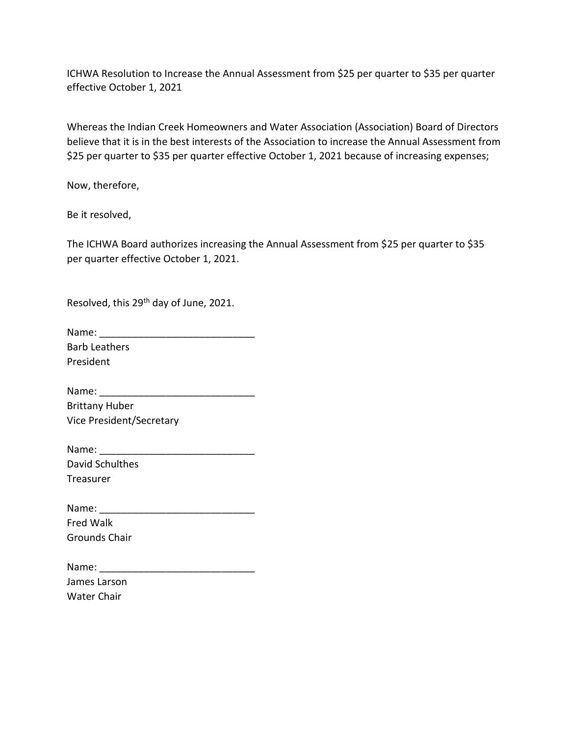ICHWA Resolution to Increase the Annual Assessment from $25 per quarter to $35 per quarter effective October 1, 2021

Whereas the Indian Creek Homeowners and Water Association (Association) Board of Directors believe that it is in the best interests of the Association to increase the Annual Assessment from $25 per quarter to $35 per quarter effective October 1, 2021 because of increasing expenses;

Now, therefore,

Be it resolved,

The ICHWA Board authorizes increasing the Annual Assessment from $25 per quarter to $35 per quarter effective October 1, 2021.

Resolved, this 29th day of June, 2021.

Name: ____________________________
Barb Leathers
President

Name: ____________________________
Brittany Huber
Vice President/Secretary

Name: ____________________________
David Schulthes
Treasurer

Name: ____________________________
Fred Walk
Grounds Chair

Name: ____________________________
James Larson
Water Chair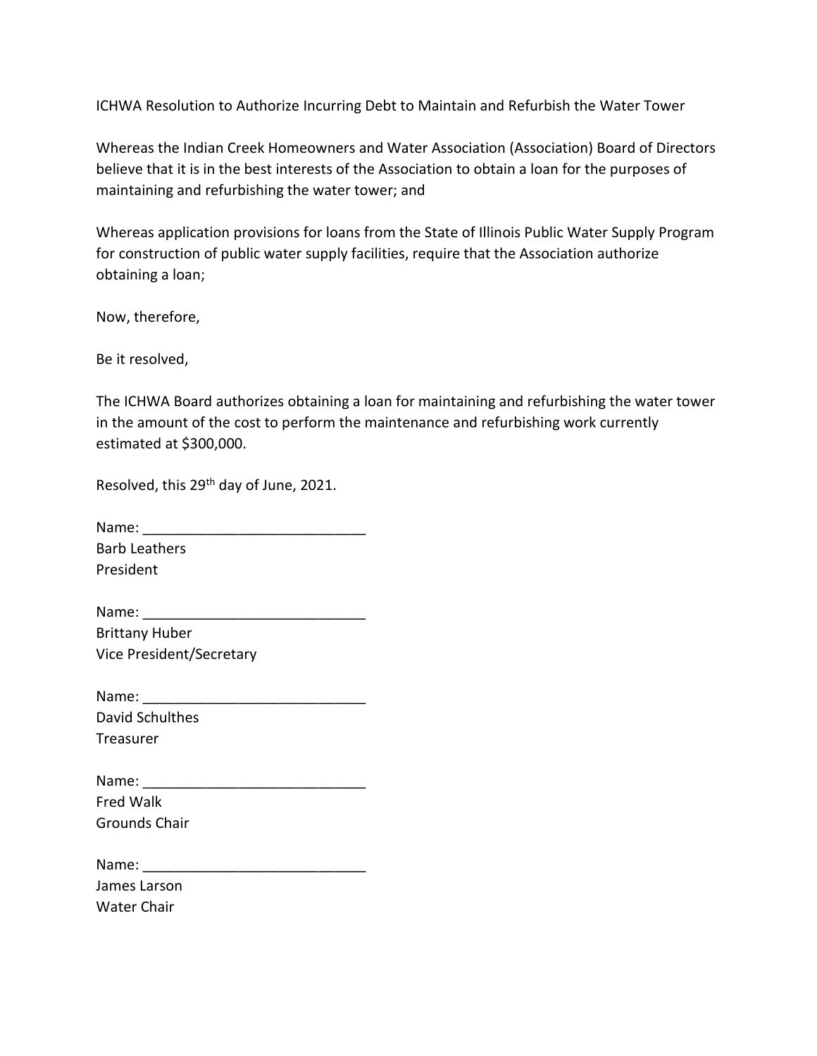ICHWA Resolution to Authorize Incurring Debt to Maintain and Refurbish the Water Tower

Whereas the Indian Creek Homeowners and Water Association (Association) Board of Directors believe that it is in the best interests of the Association to obtain a loan for the purposes of maintaining and refurbishing the water tower; and

Whereas application provisions for loans from the State of Illinois Public Water Supply Program for construction of public water supply facilities, require that the Association authorize obtaining a loan;

Now, therefore,

Be it resolved,

The ICHWA Board authorizes obtaining a loan for maintaining and refurbishing the water tower in the amount of the cost to perform the maintenance and refurbishing work currently estimated at $300,000.

Resolved, this 29th day of June, 2021.

Name: ____________________________
Barb Leathers
President

Name: ____________________________
Brittany Huber
Vice President/Secretary

Name: ____________________________
David Schulthes
Treasurer

Name: ____________________________
Fred Walk
Grounds Chair

Name: ____________________________
James Larson
Water Chair